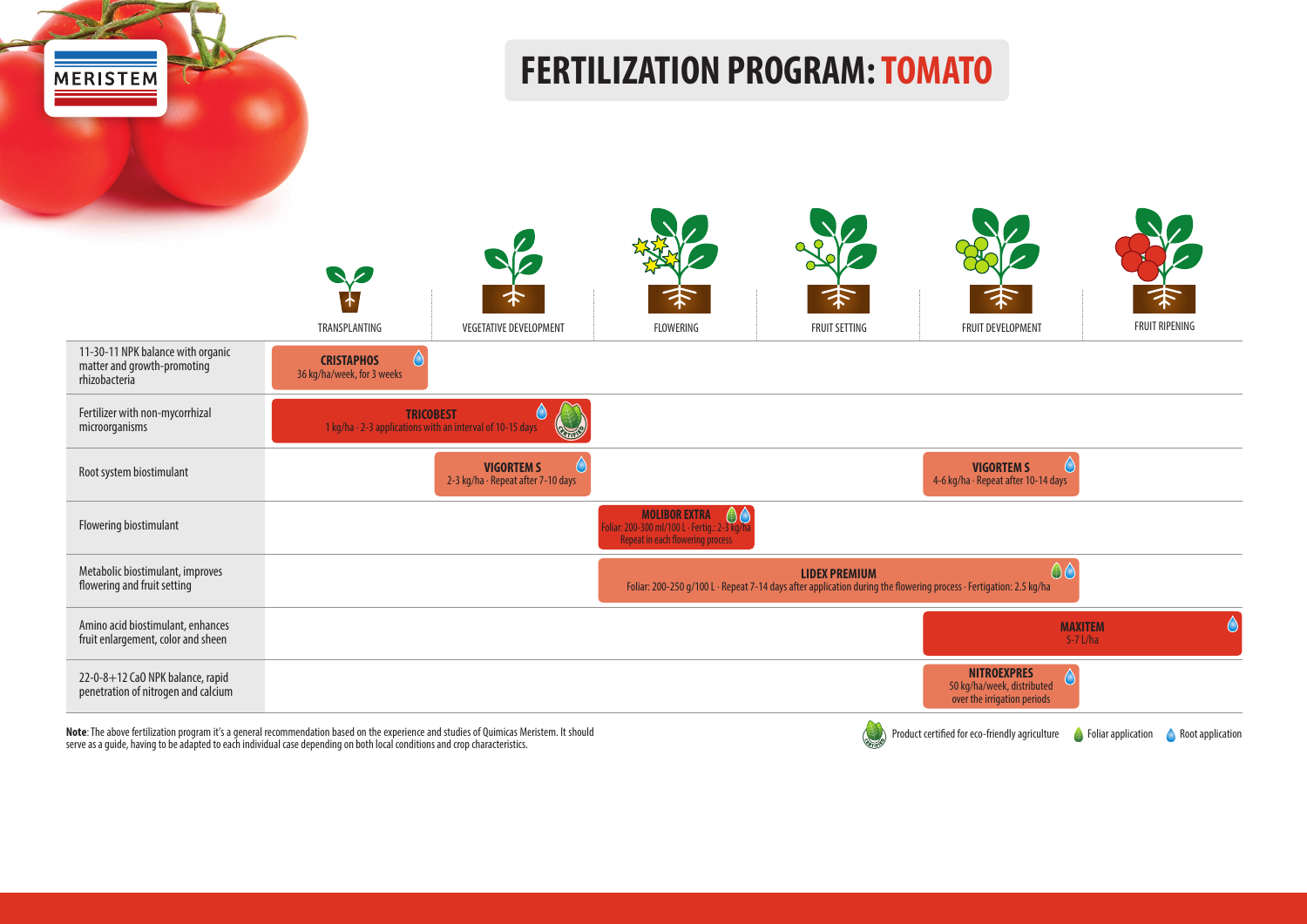MERISTEM

# FERTILIZATION PROGRAM: TOMATO

| | TRANSPLANTING | VEGETATIVE DEVELOPMENT | FLOWERING | FRUIT SETTING | FRUIT DEVELOPMENT | FRUIT RIPENING |
|---|---|---|---|---|---|---|
| 11-30-11 NPK balance with organic matter and growth-promoting rhizobacteria | **CRISTAPHOS** 36 kg/ha/week, for 3 weeks (Root application) | | | | | |
| Fertilizer with non-mycorrhizal microorganisms | **TRICOBEST** 1 kg/ha · 2-3 applications with an interval of 10-15 days (Root application; Product certified for eco-friendly agriculture) | | | | | |
| Root system biostimulant | | **VIGORTEM S** 2-3 kg/ha · Repeat after 7-10 days (Root application) | | | **VIGORTEM S** 4-6 kg/ha · Repeat after 10-14 days (Root application) | |
| Flowering biostimulant | | | **MOLIBOR EXTRA** Foliar: 200-300 ml/100 L · Fertig.: 2-3 kg/ha · Repeat in each flowering process (Foliar application; Root application) | | | |
| Metabolic biostimulant, improves flowering and fruit setting | | | **LIDEX PREMIUM** Foliar: 200-250 g/100 L · Repeat 7-14 days after application during the flowering process · Fertigation: 2.5 kg/ha (Foliar application; Root application) | | | |
| Amino acid biostimulant, enhances fruit enlargement, color and sheen | | | | | **MAXITEM** 5-7 L/ha (Root application) | |
| 22-0-8+12 CaO NPK balance, rapid penetration of nitrogen and calcium | | | | | **NITROEXPRES** 50 kg/ha/week, distributed over the irrigation periods (Root application) | |

**Note**: The above fertilization program it's a general recommendation based on the experience and studies of Quimicas Meristem. It should serve as a guide, having to be adapted to each individual case depending on both local conditions and crop characteristics.

Product certified for eco-friendly agriculture · Foliar application · Root application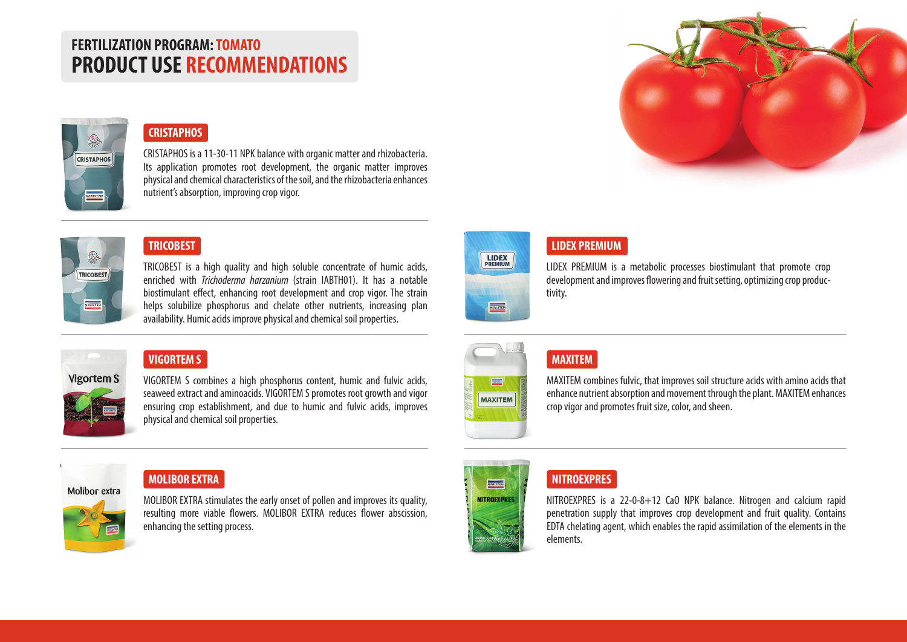# FERTILIZATION PROGRAM: TOMATO
## PRODUCT USE RECOMMENDATIONS

### CRISTAPHOS

CRISTAPHOS is a 11-30-11 NPK balance with organic matter and rhizobacteria. Its application promotes root development, the organic matter improves physical and chemical characteristics of the soil, and the rhizobacteria enhances nutrient's absorption, improving crop vigor.

### TRICOBEST

TRICOBEST is a high quality and high soluble concentrate of humic acids, enriched with *Trichoderma harzanium* (strain IABTH01). It has a notable biostimulant effect, enhancing root development and crop vigor. The strain helps solubilize phosphorus and chelate other nutrients, increasing plan availability. Humic acids improve physical and chemical soil properties.

### VIGORTEM S

VIGORTEM S combines a high phosphorus content, humic and fulvic acids, seaweed extract and aminoacids. VIGORTEM S promotes root growth and vigor ensuring crop establishment, and due to humic and fulvic acids, improves physical and chemical soil properties.

### MOLIBOR EXTRA

MOLIBOR EXTRA stimulates the early onset of pollen and improves its quality, resulting more viable flowers. MOLIBOR EXTRA reduces flower abscission, enhancing the setting process.

### LIDEX PREMIUM

LIDEX PREMIUM is a metabolic processes biostimulant that promote crop development and improves flowering and fruit setting, optimizing crop productivity.

### MAXITEM

MAXITEM combines fulvic, that improves soil structure acids with amino acids that enhance nutrient absorption and movement through the plant. MAXITEM enhances crop vigor and promotes fruit size, color, and sheen.

### NITROEXPRES

NITROEXPRES is a 22-0-8+12 CaO NPK balance. Nitrogen and calcium rapid penetration supply that improves crop development and fruit quality. Contains EDTA chelating agent, which enables the rapid assimilation of the elements in the elements.